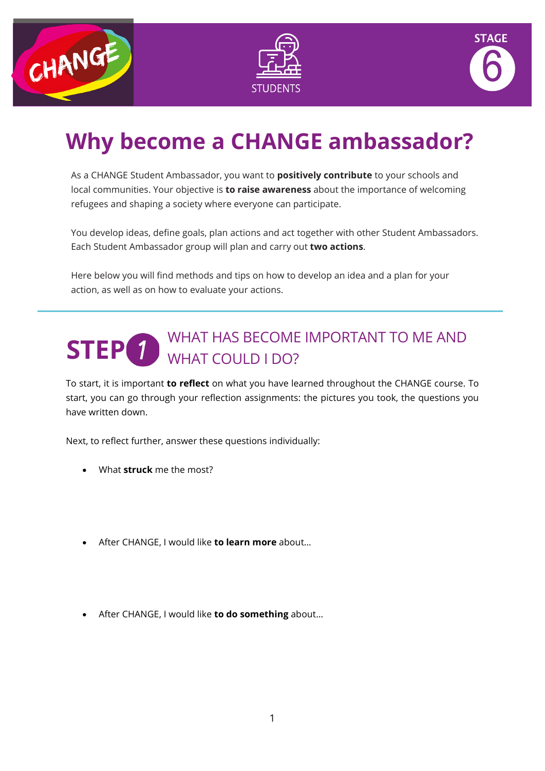CHANGE

STUDENTS

STAGE 6

# Why become a CHANGE ambassador?

As a CHANGE Student Ambassador, you want to **positively contribute** to your schools and local communities. Your objective is **to raise awareness** about the importance of welcoming refugees and shaping a society where everyone can participate.

You develop ideas, define goals, plan actions and act together with other Student Ambassadors. Each Student Ambassador group will plan and carry out **two actions**.

Here below you will find methods and tips on how to develop an idea and a plan for your action, as well as on how to evaluate your actions.

## STEP 1 WHAT HAS BECOME IMPORTANT TO ME AND WHAT COULD I DO?

To start, it is important **to reflect** on what you have learned throughout the CHANGE course. To start, you can go through your reflection assignments: the pictures you took, the questions you have written down.

Next, to reflect further, answer these questions individually:

- What **struck** me the most?
- After CHANGE, I would like **to learn more** about…
- After CHANGE, I would like **to do something** about…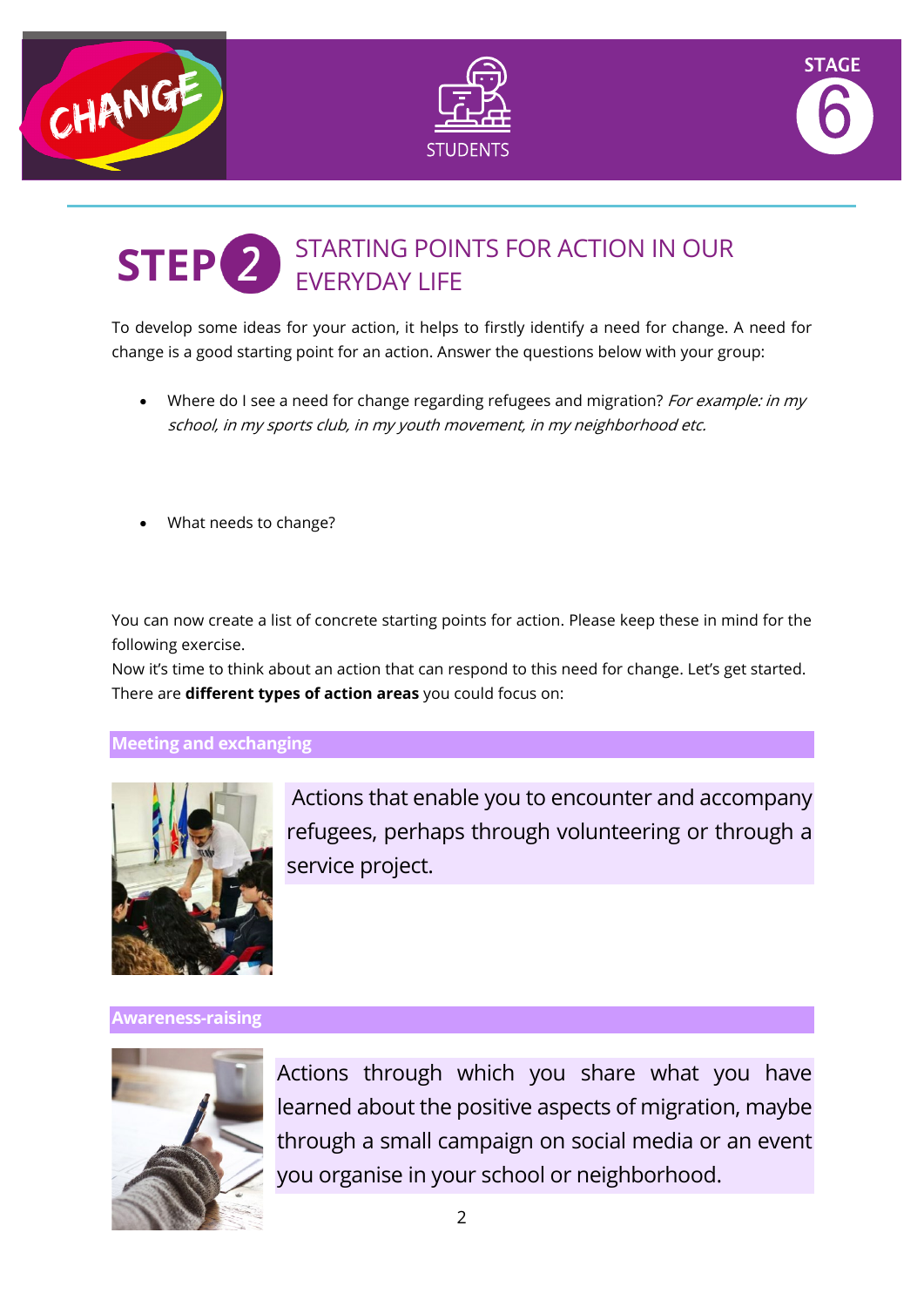## STEP 2 STARTING POINTS FOR ACTION IN OUR EVERYDAY LIFE

To develop some ideas for your action, it helps to firstly identify a need for change. A need for change is a good starting point for an action. Answer the questions below with your group:

- Where do I see a need for change regarding refugees and migration? *For example: in my school, in my sports club, in my youth movement, in my neighborhood etc.*

- What needs to change?

You can now create a list of concrete starting points for action. Please keep these in mind for the following exercise.

Now it's time to think about an action that can respond to this need for change. Let's get started. There are **different types of action areas** you could focus on:

### Meeting and exchanging

Actions that enable you to encounter and accompany refugees, perhaps through volunteering or through a service project.

### Awareness-raising

Actions through which you share what you have learned about the positive aspects of migration, maybe through a small campaign on social media or an event you organise in your school or neighborhood.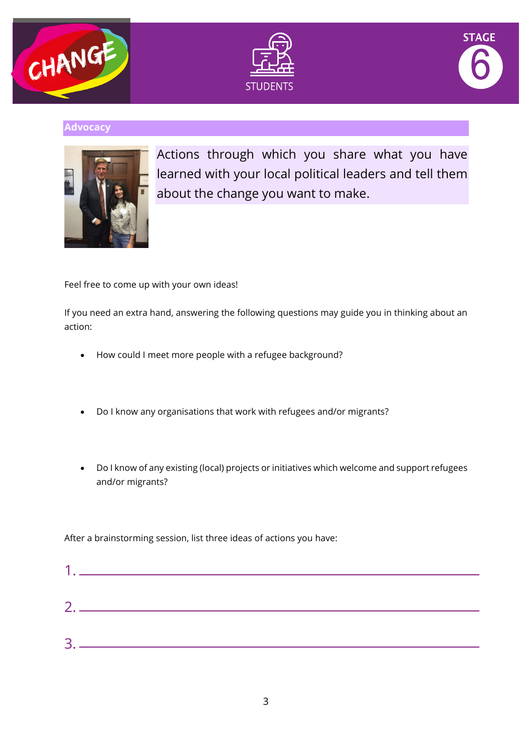## Advocacy

Actions through which you share what you have learned with your local political leaders and tell them about the change you want to make.

Feel free to come up with your own ideas!

If you need an extra hand, answering the following questions may guide you in thinking about an action:

- How could I meet more people with a refugee background?
- Do I know any organisations that work with refugees and/or migrants?
- Do I know of any existing (local) projects or initiatives which welcome and support refugees and/or migrants?

After a brainstorming session, list three ideas of actions you have:

1. ______________________________

2. ______________________________

3. ______________________________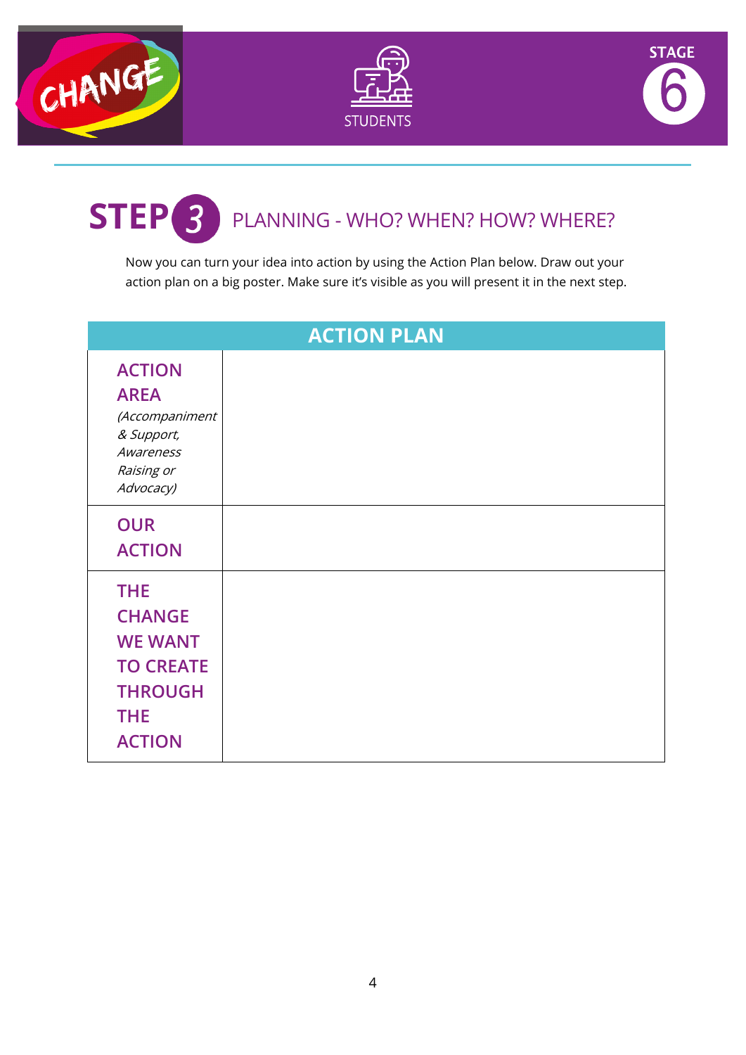## STEP 3 PLANNING - WHO? WHEN? HOW? WHERE?

Now you can turn your idea into action by using the Action Plan below. Draw out your action plan on a big poster. Make sure it's visible as you will present it in the next step.

| ACTION PLAN | |
|---|---|
| **ACTION AREA** *(Accompaniment & Support, Awareness Raising or Advocacy)* | |
| **OUR ACTION** | |
| **THE CHANGE WE WANT TO CREATE THROUGH THE ACTION** | |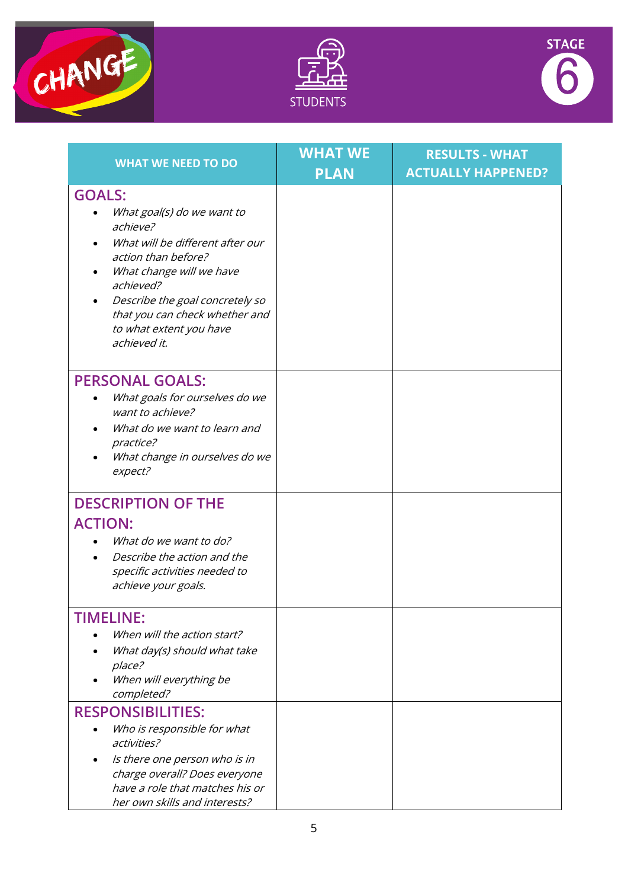CHANGE

STUDENTS

STAGE 6

| WHAT WE NEED TO DO | WHAT WE PLAN | RESULTS - WHAT ACTUALLY HAPPENED? |
|---|---|---|
| **GOALS:**<br>• *What goal(s) do we want to achieve?*<br>• *What will be different after our action than before?*<br>• *What change will we have achieved?*<br>• *Describe the goal concretely so that you can check whether and to what extent you have achieved it.* | | |
| **PERSONAL GOALS:**<br>• *What goals for ourselves do we want to achieve?*<br>• *What do we want to learn and practice?*<br>• *What change in ourselves do we expect?* | | |
| **DESCRIPTION OF THE ACTION:**<br>• *What do we want to do?*<br>• *Describe the action and the specific activities needed to achieve your goals.* | | |
| **TIMELINE:**<br>• *When will the action start?*<br>• *What day(s) should what take place?*<br>• *When will everything be completed?* | | |
| **RESPONSIBILITIES:**<br>• *Who is responsible for what activities?*<br>• *Is there one person who is in charge overall? Does everyone have a role that matches his or her own skills and interests?* | | |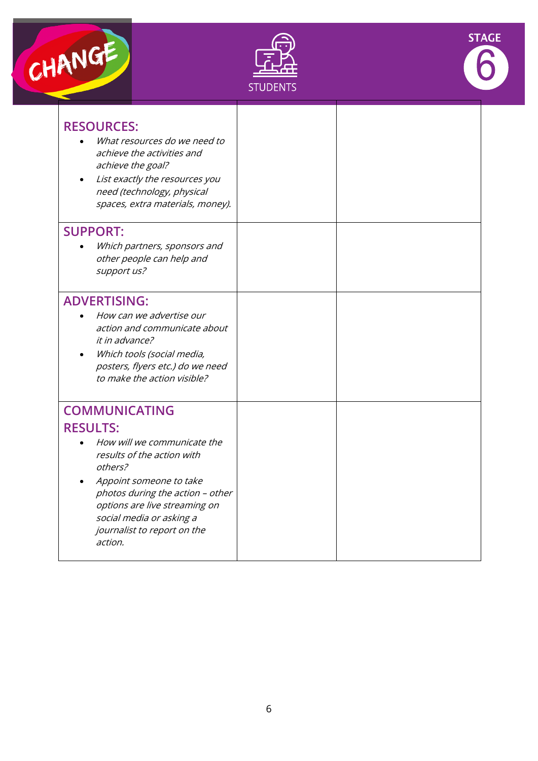| **RESOURCES:**<br>• *What resources do we need to achieve the activities and achieve the goal?*<br>• *List exactly the resources you need (technology, physical spaces, extra materials, money).* | | |
|---|---|---|
| **SUPPORT:**<br>• *Which partners, sponsors and other people can help and support us?* | | |
| **ADVERTISING:**<br>• *How can we advertise our action and communicate about it in advance?*<br>• *Which tools (social media, posters, flyers etc.) do we need to make the action visible?* | | |
| **COMMUNICATING RESULTS:**<br>• *How will we communicate the results of the action with others?*<br>• *Appoint someone to take photos during the action – other options are live streaming on social media or asking a journalist to report on the action.* | | |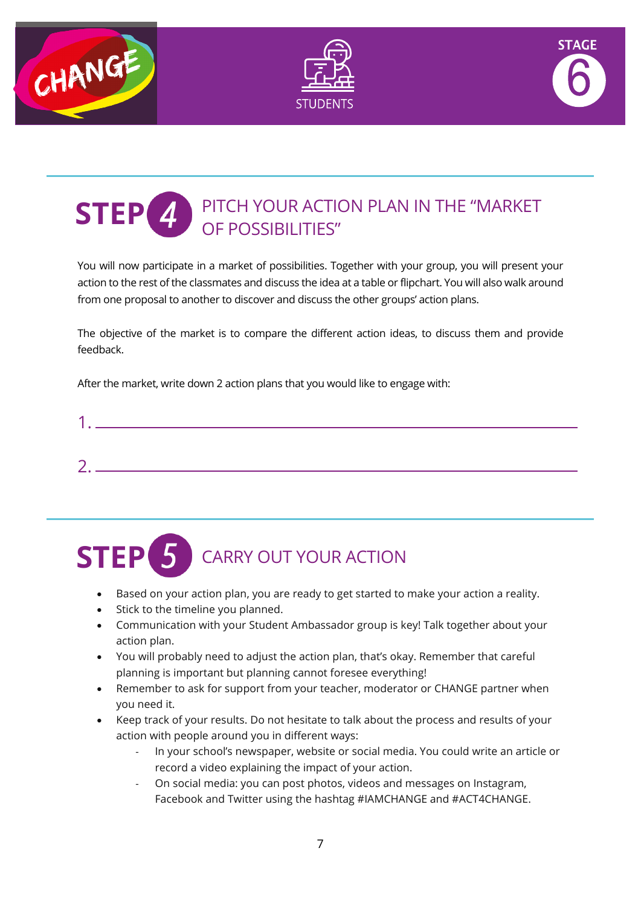## STEP 4 PITCH YOUR ACTION PLAN IN THE "MARKET OF POSSIBILITIES"

You will now participate in a market of possibilities. Together with your group, you will present your action to the rest of the classmates and discuss the idea at a table or flipchart. You will also walk around from one proposal to another to discover and discuss the other groups' action plans.

The objective of the market is to compare the different action ideas, to discuss them and provide feedback.

After the market, write down 2 action plans that you would like to engage with:

1. ____________________________________________

2. ____________________________________________

## STEP 5 CARRY OUT YOUR ACTION

- Based on your action plan, you are ready to get started to make your action a reality.
- Stick to the timeline you planned.
- Communication with your Student Ambassador group is key! Talk together about your action plan.
- You will probably need to adjust the action plan, that's okay. Remember that careful planning is important but planning cannot foresee everything!
- Remember to ask for support from your teacher, moderator or CHANGE partner when you need it.
- Keep track of your results. Do not hesitate to talk about the process and results of your action with people around you in different ways:
  - In your school's newspaper, website or social media. You could write an article or record a video explaining the impact of your action.
  - On social media: you can post photos, videos and messages on Instagram, Facebook and Twitter using the hashtag #IAMCHANGE and #ACT4CHANGE.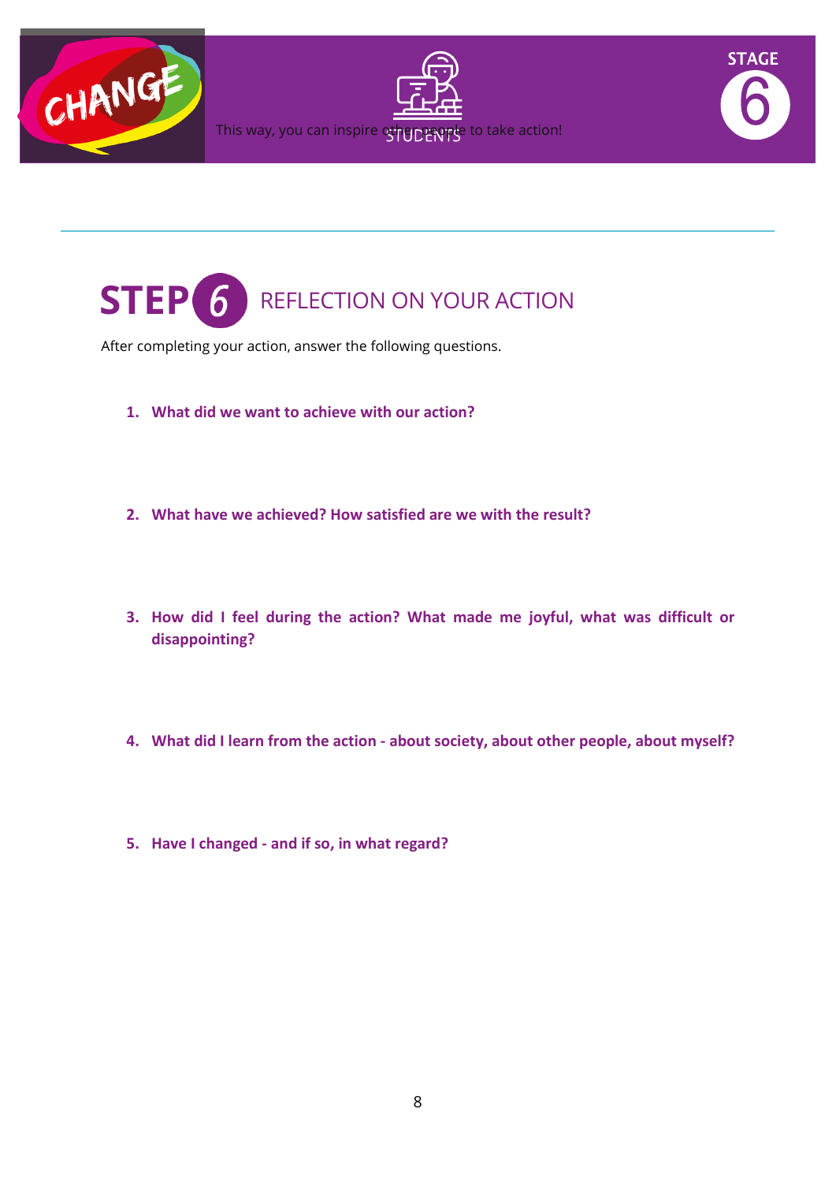This way, you can inspire other people to take action!

## STEP 6 REFLECTION ON YOUR ACTION

After completing your action, answer the following questions.

1. **What did we want to achieve with our action?**

2. **What have we achieved? How satisfied are we with the result?**

3. **How did I feel during the action? What made me joyful, what was difficult or disappointing?**

4. **What did I learn from the action - about society, about other people, about myself?**

5. **Have I changed - and if so, in what regard?**